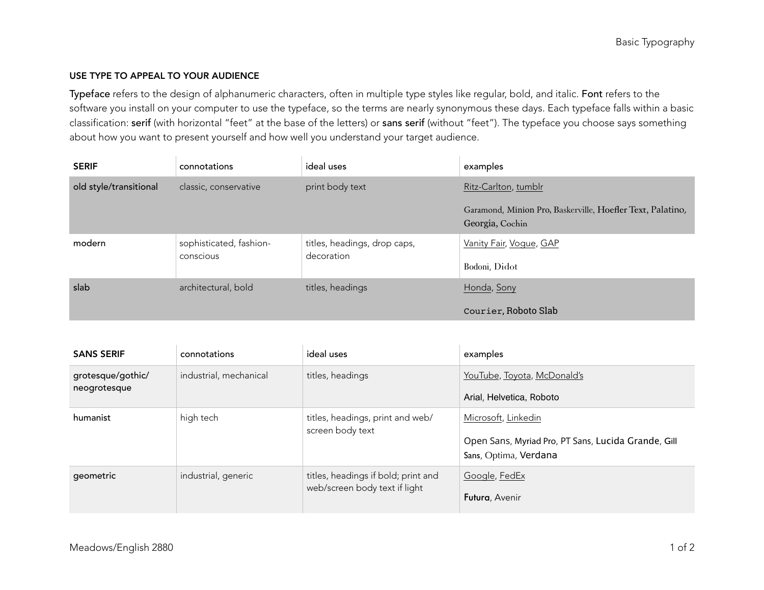## USE TYPE TO APPEAL TO YOUR AUDIENCE

**Typeface** refers to the design of alphanumeric characters, often in multiple type styles like regular, bold, and italic. **Font** refers to the software you install on your computer to use the typeface, so the terms are nearly synonymous these days. Each typeface falls within a basic classification: **serif** (with horizontal "feet" at the base of the letters) or **sans serif** (without "feet"). The typeface you choose says something about how you want to present yourself and how well you understand your target audience.

| SERIF | connotations | ideal uses | examples |
|---|---|---|---|
| old style/transitional | classic, conservative | print body text | Ritz-Carlton, tumblr<br><br>Garamond, Minion Pro, Baskerville, Hoefler Text, Palatino, Georgia, Cochin |
| modern | sophisticated, fashion-conscious | titles, headings, drop caps, decoration | Vanity Fair, Vogue, GAP<br><br>Bodoni, Didot |
| slab | architectural, bold | titles, headings | Honda, Sony<br><br>Courier, Roboto Slab |

| SANS SERIF | connotations | ideal uses | examples |
|---|---|---|---|
| grotesque/gothic/neogrotesque | industrial, mechanical | titles, headings | YouTube, Toyota, McDonald's<br><br>Arial, Helvetica, Roboto |
| humanist | high tech | titles, headings, print and web/screen body text | Microsoft, Linkedin<br><br>Open Sans, Myriad Pro, PT Sans, Lucida Grande, Gill Sans, Optima, Verdana |
| geometric | industrial, generic | titles, headings if bold; print and web/screen body text if light | Google, FedEx<br><br>Futura, Avenir |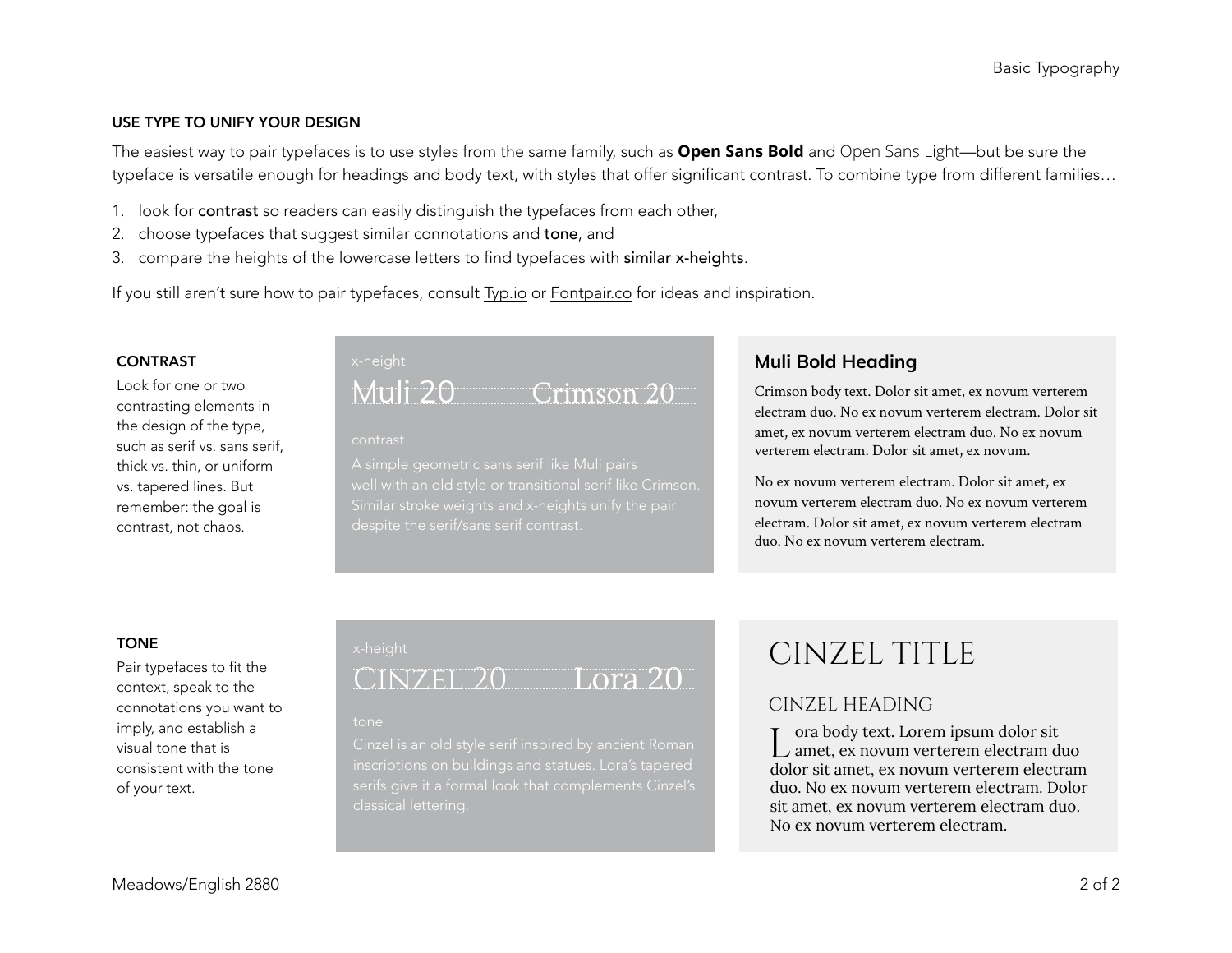### USE TYPE TO UNIFY YOUR DESIGN

The easiest way to pair typefaces is to use styles from the same family, such as **Open Sans Bold** and Open Sans Light—but be sure the typeface is versatile enough for headings and body text, with styles that offer significant contrast. To combine type from different families…

1. look for contrast so readers can easily distinguish the typefaces from each other,
2. choose typefaces that suggest similar connotations and tone, and
3. compare the heights of the lowercase letters to find typefaces with similar x-heights.

If you still aren't sure how to pair typefaces, consult Typ.io or Fontpair.co for ideas and inspiration.

#### CONTRAST

Look for one or two contrasting elements in the design of the type, such as serif vs. sans serif, thick vs. thin, or uniform vs. tapered lines. But remember: the goal is contrast, not chaos.

x-height

Muli 20 Crimson 20

contrast

A simple geometric sans serif like Muli pairs well with an old style or transitional serif like Crimson. Similar stroke weights and x-heights unify the pair despite the serif/sans serif contrast.

**Muli Bold Heading**

Crimson body text. Dolor sit amet, ex novum verterem electram duo. No ex novum verterem electram. Dolor sit amet, ex novum verterem electram duo. No ex novum verterem electram. Dolor sit amet, ex novum.

No ex novum verterem electram. Dolor sit amet, ex novum verterem electram duo. No ex novum verterem electram. Dolor sit amet, ex novum verterem electram duo. No ex novum verterem electram.

#### TONE

Pair typefaces to fit the context, speak to the connotations you want to imply, and establish a visual tone that is consistent with the tone of your text.

x-height

CINZEL 20 Lora 20

tone

Cinzel is an old style serif inspired by ancient Roman inscriptions on buildings and statues. Lora's tapered serifs give it a formal look that complements Cinzel's classical lettering.

CINZEL TITLE

CINZEL HEADING

Lora body text. Lorem ipsum dolor sit amet, ex novum verterem electram duo dolor sit amet, ex novum verterem electram duo. No ex novum verterem electram. Dolor sit amet, ex novum verterem electram duo. No ex novum verterem electram.